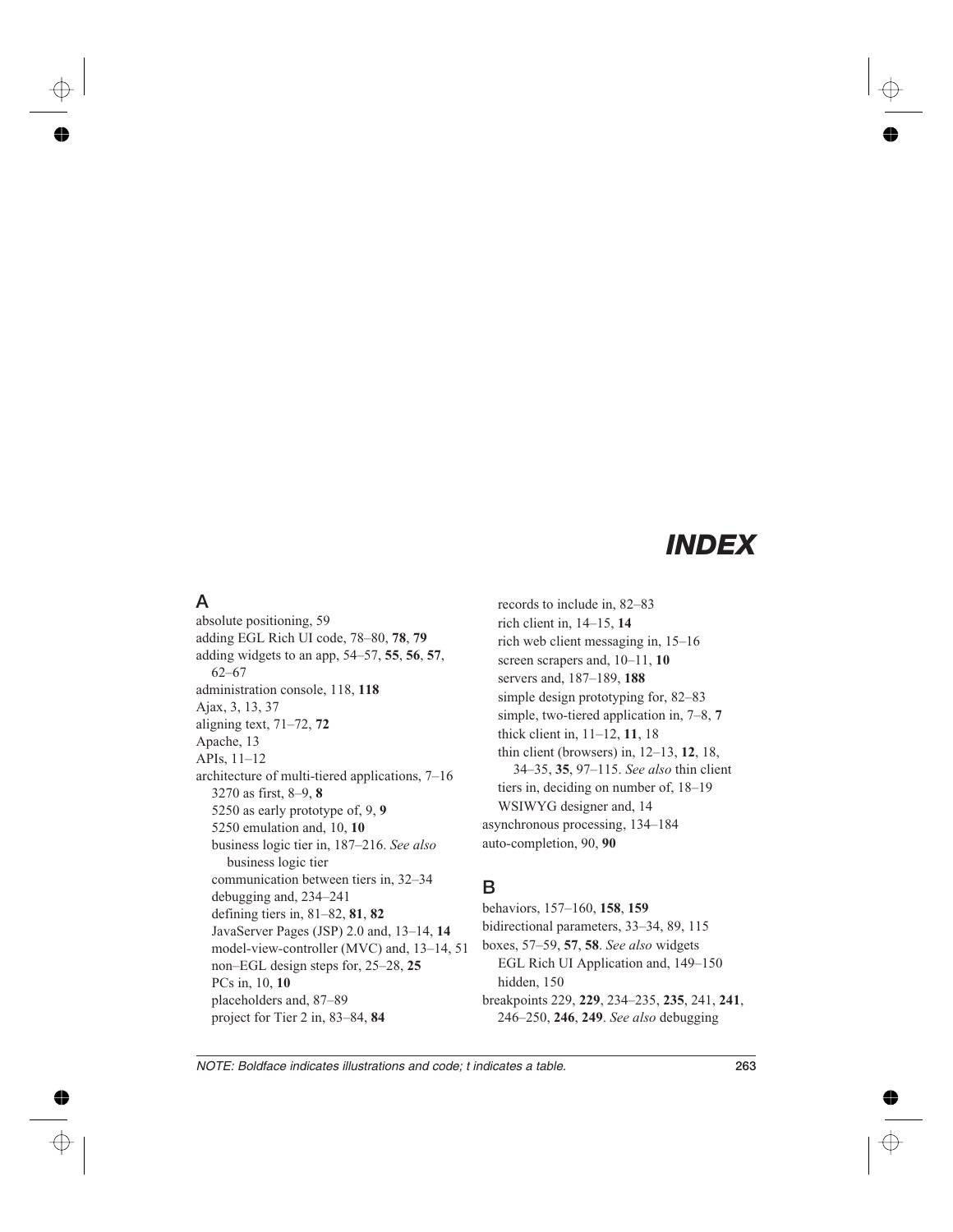# INDEX

## A

absolute positioning, 59
adding EGL Rich UI code, 78–80, **78**, **79**
adding widgets to an app, 54–57, **55**, **56**, **57**, 62–67
administration console, 118, **118**
Ajax, 3, 13, 37
aligning text, 71–72, **72**
Apache, 13
APIs, 11–12
architecture of multi-tiered applications, 7–16
  3270 as first, 8–9, **8**
  5250 as early prototype of, 9, **9**
  5250 emulation and, 10, **10**
  business logic tier in, 187–216. *See also* business logic tier
  communication between tiers in, 32–34
  debugging and, 234–241
  defining tiers in, 81–82, **81**, **82**
  JavaServer Pages (JSP) 2.0 and, 13–14, **14**
  model-view-controller (MVC) and, 13–14, 51
  non–EGL design steps for, 25–28, **25**
  PCs in, 10, **10**
  placeholders and, 87–89
  project for Tier 2 in, 83–84, **84**
  records to include in, 82–83
  rich client in, 14–15, **14**
  rich web client messaging in, 15–16
  screen scrapers and, 10–11, **10**
  servers and, 187–189, **188**
  simple design prototyping for, 82–83
  simple, two-tiered application in, 7–8, **7**
  thick client in, 11–12, **11**, 18
  thin client (browsers) in, 12–13, **12**, 18, 34–35, **35**, 97–115. *See also* thin client
  tiers in, deciding on number of, 18–19
  WSIWYG designer and, 14
asynchronous processing, 134–184
auto-completion, 90, **90**

## B

behaviors, 157–160, **158**, **159**
bidirectional parameters, 33–34, 89, 115
boxes, 57–59, **57**, **58**. *See also* widgets
  EGL Rich UI Application and, 149–150
  hidden, 150
breakpoints 229, **229**, 234–235, **235**, 241, **241**, 246–250, **246**, **249**. *See also* debugging

*NOTE: Boldface indicates illustrations and code; t indicates a table.*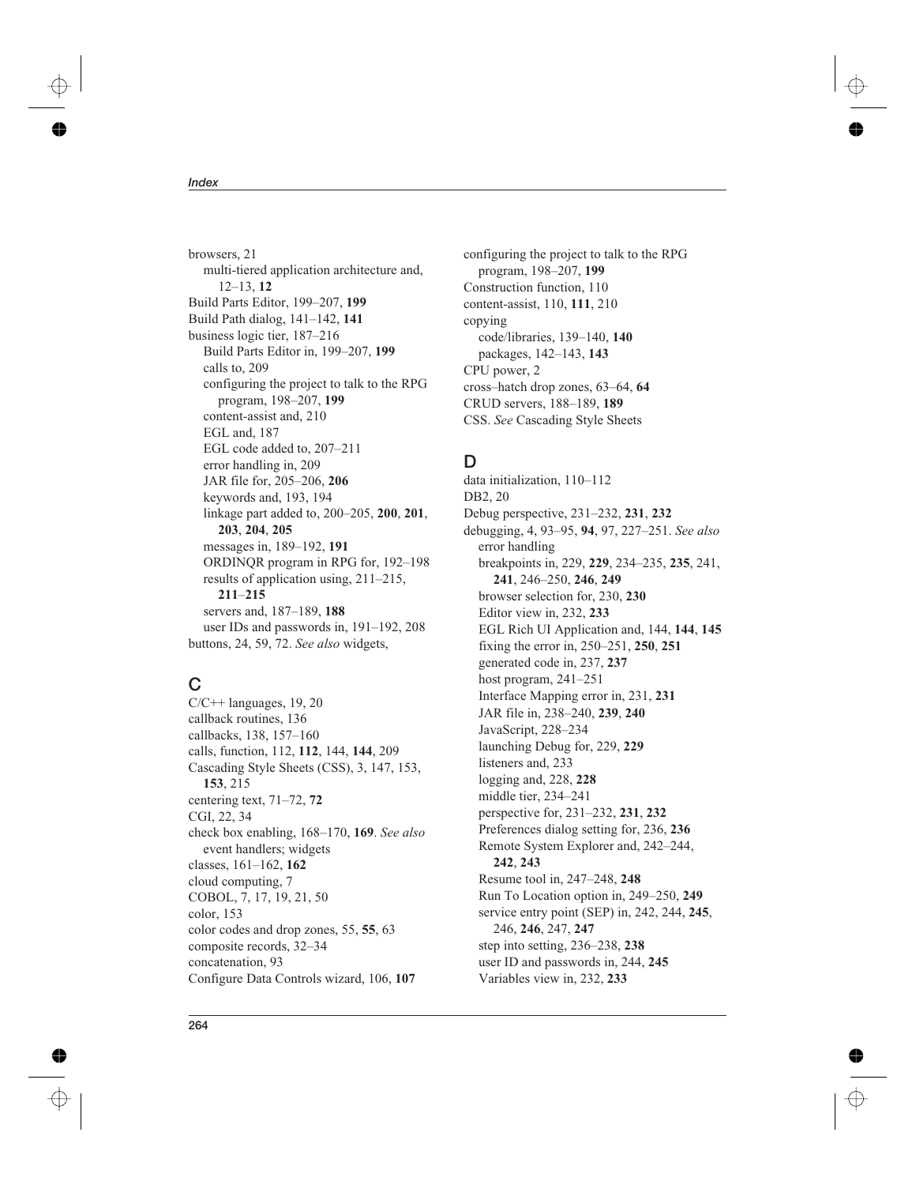browsers, 21
  multi-tiered application architecture and, 12–13, **12**
Build Parts Editor, 199–207, **199**
Build Path dialog, 141–142, **141**
business logic tier, 187–216
  Build Parts Editor in, 199–207, **199**
  calls to, 209
  configuring the project to talk to the RPG program, 198–207, **199**
  content-assist and, 210
  EGL and, 187
  EGL code added to, 207–211
  error handling in, 209
  JAR file for, 205–206, **206**
  keywords and, 193, 194
  linkage part added to, 200–205, **200**, **201**, **203**, **204**, **205**
  messages in, 189–192, **191**
  ORDINQR program in RPG for, 192–198
  results of application using, 211–215, **211**–**215**
  servers and, 187–189, **188**
  user IDs and passwords in, 191–192, 208
buttons, 24, 59, 72. *See also* widgets,

## C

C/C++ languages, 19, 20
callback routines, 136
callbacks, 138, 157–160
calls, function, 112, **112**, 144, **144**, 209
Cascading Style Sheets (CSS), 3, 147, 153, **153**, 215
centering text, 71–72, **72**
CGI, 22, 34
check box enabling, 168–170, **169**. *See also* event handlers; widgets
classes, 161–162, **162**
cloud computing, 7
COBOL, 7, 17, 19, 21, 50
color, 153
color codes and drop zones, 55, **55**, 63
composite records, 32–34
concatenation, 93
Configure Data Controls wizard, 106, **107**
configuring the project to talk to the RPG program, 198–207, **199**
Construction function, 110
content-assist, 110, **111**, 210
copying
  code/libraries, 139–140, **140**
  packages, 142–143, **143**
CPU power, 2
cross–hatch drop zones, 63–64, **64**
CRUD servers, 188–189, **189**
CSS. *See* Cascading Style Sheets

## D

data initialization, 110–112
DB2, 20
Debug perspective, 231–232, **231**, **232**
debugging, 4, 93–95, **94**, 97, 227–251. *See also* error handling
  breakpoints in, 229, **229**, 234–235, **235**, 241, **241**, 246–250, **246**, **249**
  browser selection for, 230, **230**
  Editor view in, 232, **233**
  EGL Rich UI Application and, 144, **144**, **145**
  fixing the error in, 250–251, **250**, **251**
  generated code in, 237, **237**
  host program, 241–251
  Interface Mapping error in, 231, **231**
  JAR file in, 238–240, **239**, **240**
  JavaScript, 228–234
  launching Debug for, 229, **229**
  listeners and, 233
  logging and, 228, **228**
  middle tier, 234–241
  perspective for, 231–232, **231**, **232**
  Preferences dialog setting for, 236, **236**
  Remote System Explorer and, 242–244, **242**, **243**
  Resume tool in, 247–248, **248**
  Run To Location option in, 249–250, **249**
  service entry point (SEP) in, 242, 244, **245**, 246, **246**, 247, **247**
  step into setting, 236–238, **238**
  user ID and passwords in, 244, **245**
  Variables view in, 232, **233**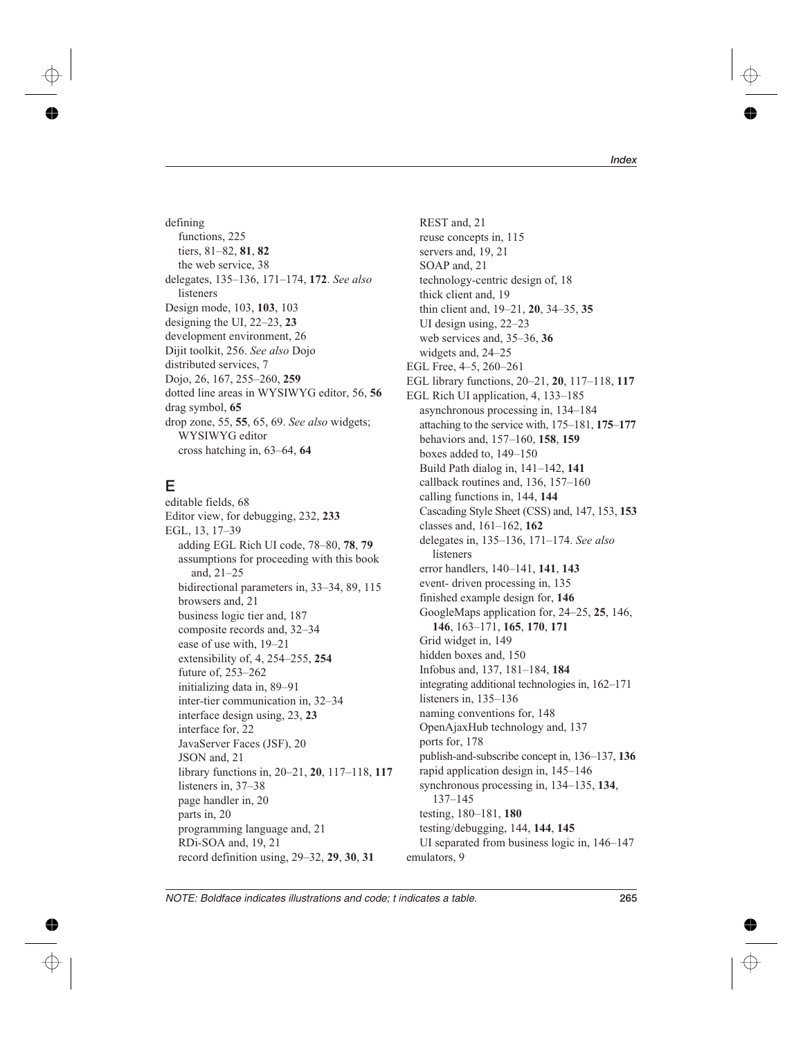defining
  functions, 225
  tiers, 81–82, **81**, **82**
  the web service, 38
delegates, 135–136, 171–174, **172**. *See also* listeners
Design mode, 103, **103**, 103
designing the UI, 22–23, **23**
development environment, 26
Dijit toolkit, 256. *See also* Dojo
distributed services, 7
Dojo, 26, 167, 255–260, **259**
dotted line areas in WYSIWYG editor, 56, **56**
drag symbol, **65**
drop zone, 55, **55**, 65, 69. *See also* widgets; WYSIWYG editor
  cross hatching in, 63–64, **64**

## E

editable fields, 68
Editor view, for debugging, 232, **233**
EGL, 13, 17–39
  adding EGL Rich UI code, 78–80, **78**, **79**
  assumptions for proceeding with this book and, 21–25
  bidirectional parameters in, 33–34, 89, 115
  browsers and, 21
  business logic tier and, 187
  composite records and, 32–34
  ease of use with, 19–21
  extensibility of, 4, 254–255, **254**
  future of, 253–262
  initializing data in, 89–91
  inter-tier communication in, 32–34
  interface design using, 23, **23**
  interface for, 22
  JavaServer Faces (JSF), 20
  JSON and, 21
  library functions in, 20–21, **20**, 117–118, **117**
  listeners in, 37–38
  page handler in, 20
  parts in, 20
  programming language and, 21
  RDi-SOA and, 19, 21
  record definition using, 29–32, **29**, **30**, **31**
  REST and, 21
  reuse concepts in, 115
  servers and, 19, 21
  SOAP and, 21
  technology-centric design of, 18
  thick client and, 19
  thin client and, 19–21, **20**, 34–35, **35**
  UI design using, 22–23
  web services and, 35–36, **36**
  widgets and, 24–25
EGL Free, 4–5, 260–261
EGL library functions, 20–21, **20**, 117–118, **117**
EGL Rich UI application, 4, 133–185
  asynchronous processing in, 134–184
  attaching to the service with, 175–181, **175**–**177**
  behaviors and, 157–160, **158**, **159**
  boxes added to, 149–150
  Build Path dialog in, 141–142, **141**
  callback routines and, 136, 157–160
  calling functions in, 144, **144**
  Cascading Style Sheet (CSS) and, 147, 153, **153**
  classes and, 161–162, **162**
  delegates in, 135–136, 171–174. *See also* listeners
  error handlers, 140–141, **141**, **143**
  event- driven processing in, 135
  finished example design for, **146**
  GoogleMaps application for, 24–25, **25**, 146, **146**, 163–171, **165**, **170**, **171**
  Grid widget in, 149
  hidden boxes and, 150
  Infobus and, 137, 181–184, **184**
  integrating additional technologies in, 162–171
  listeners in, 135–136
  naming conventions for, 148
  OpenAjaxHub technology and, 137
  ports for, 178
  publish-and-subscribe concept in, 136–137, **136**
  rapid application design in, 145–146
  synchronous processing in, 134–135, **134**, 137–145
  testing, 180–181, **180**
  testing/debugging, 144, **144**, **145**
  UI separated from business logic in, 146–147
emulators, 9

*NOTE: Boldface indicates illustrations and code; t indicates a table.*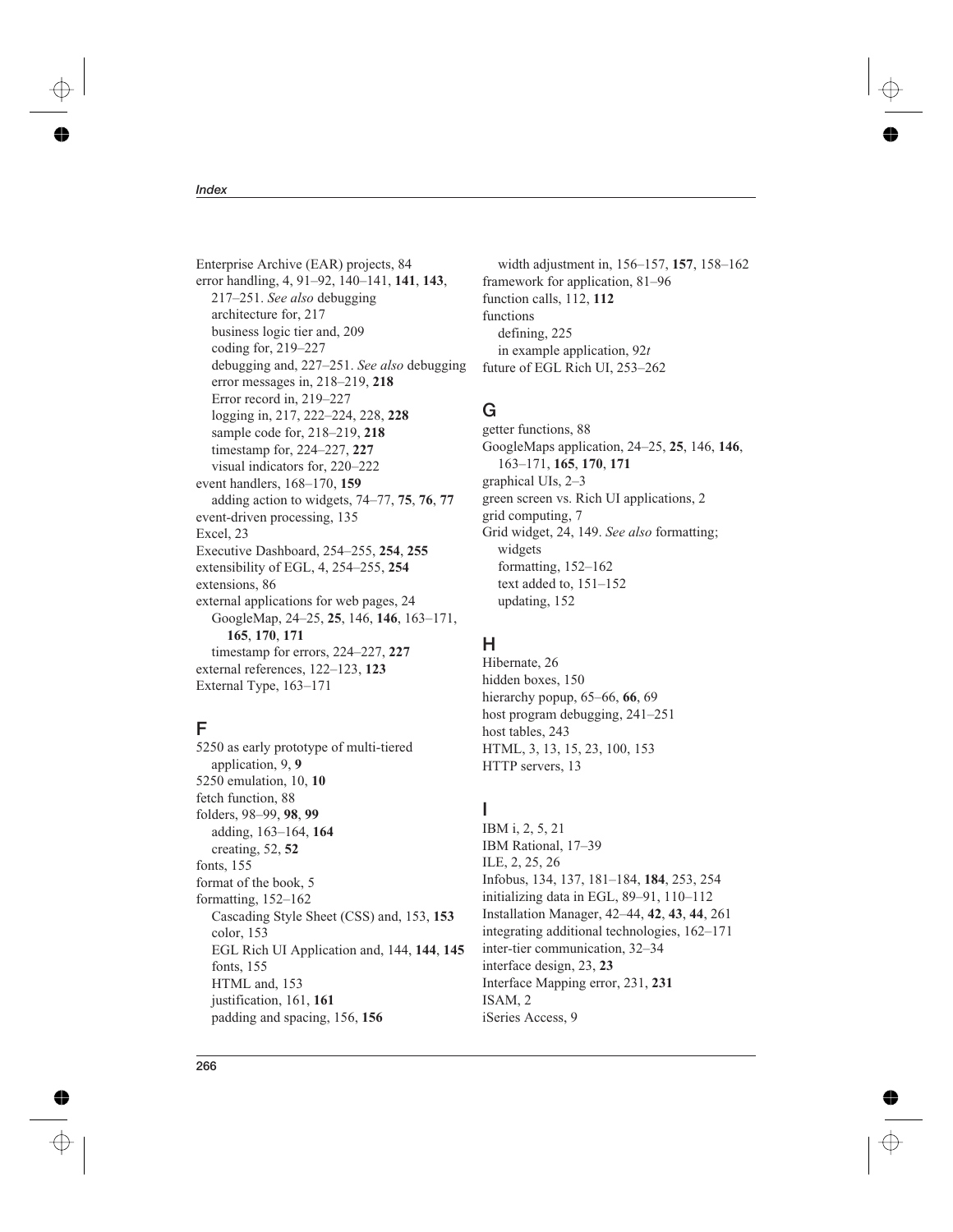Enterprise Archive (EAR) projects, 84
error handling, 4, 91–92, 140–141, **141**, **143**, 217–251. *See also* debugging
  architecture for, 217
  business logic tier and, 209
  coding for, 219–227
  debugging and, 227–251. *See also* debugging
  error messages in, 218–219, **218**
  Error record in, 219–227
  logging in, 217, 222–224, 228, **228**
  sample code for, 218–219, **218**
  timestamp for, 224–227, **227**
  visual indicators for, 220–222
event handlers, 168–170, **159**
  adding action to widgets, 74–77, **75**, **76**, **77**
event-driven processing, 135
Excel, 23
Executive Dashboard, 254–255, **254**, **255**
extensibility of EGL, 4, 254–255, **254**
extensions, 86
external applications for web pages, 24
  GoogleMap, 24–25, **25**, 146, **146**, 163–171, **165**, **170**, **171**
  timestamp for errors, 224–227, **227**
external references, 122–123, **123**
External Type, 163–171

## F

5250 as early prototype of multi-tiered application, 9, **9**
5250 emulation, 10, **10**
fetch function, 88
folders, 98–99, **98**, **99**
  adding, 163–164, **164**
  creating, 52, **52**
fonts, 155
format of the book, 5
formatting, 152–162
  Cascading Style Sheet (CSS) and, 153, **153**
  color, 153
  EGL Rich UI Application and, 144, **144**, **145**
  fonts, 155
  HTML and, 153
  justification, 161, **161**
  padding and spacing, 156, **156**
  width adjustment in, 156–157, **157**, 158–162
framework for application, 81–96
function calls, 112, **112**
functions
  defining, 225
  in example application, 92*t*
future of EGL Rich UI, 253–262

## G

getter functions, 88
GoogleMaps application, 24–25, **25**, 146, **146**, 163–171, **165**, **170**, **171**
graphical UIs, 2–3
green screen vs. Rich UI applications, 2
grid computing, 7
Grid widget, 24, 149. *See also* formatting; widgets
  formatting, 152–162
  text added to, 151–152
  updating, 152

## H

Hibernate, 26
hidden boxes, 150
hierarchy popup, 65–66, **66**, 69
host program debugging, 241–251
host tables, 243
HTML, 3, 13, 15, 23, 100, 153
HTTP servers, 13

## I

IBM i, 2, 5, 21
IBM Rational, 17–39
ILE, 2, 25, 26
Infobus, 134, 137, 181–184, **184**, 253, 254
initializing data in EGL, 89–91, 110–112
Installation Manager, 42–44, **42**, **43**, **44**, 261
integrating additional technologies, 162–171
inter-tier communication, 32–34
interface design, 23, **23**
Interface Mapping error, 231, **231**
ISAM, 2
iSeries Access, 9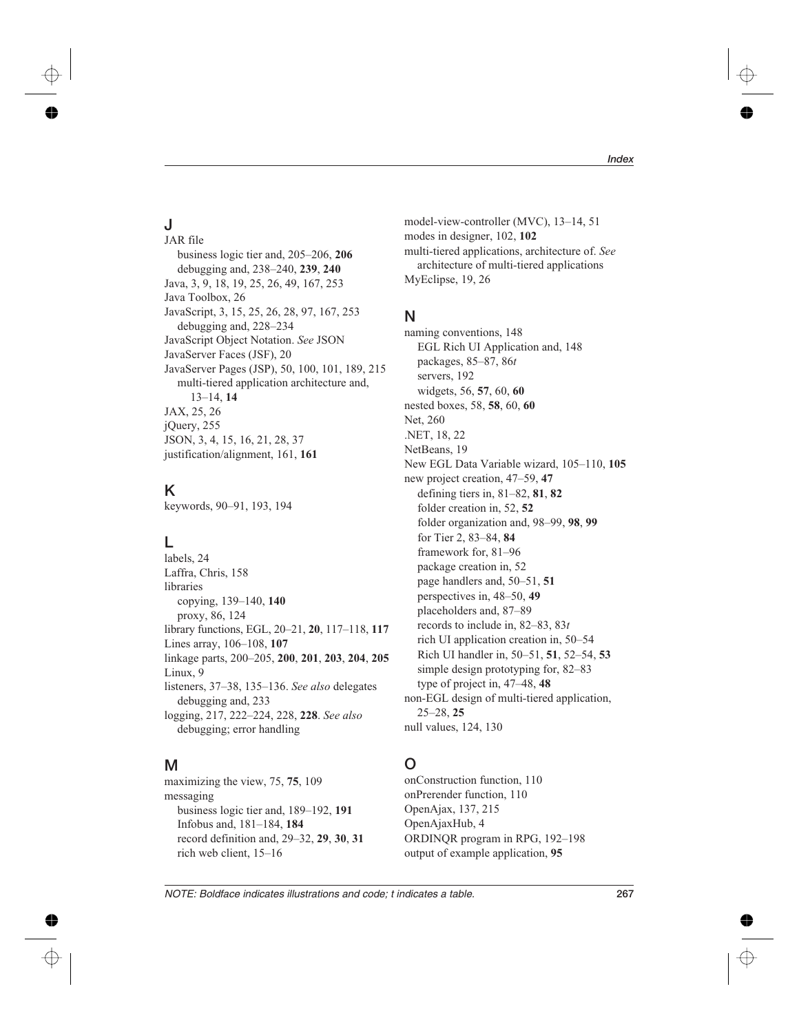## J

JAR file
  business logic tier and, 205–206, **206**
  debugging and, 238–240, **239**, **240**
Java, 3, 9, 18, 19, 25, 26, 49, 167, 253
Java Toolbox, 26
JavaScript, 3, 15, 25, 26, 28, 97, 167, 253
  debugging and, 228–234
JavaScript Object Notation. *See* JSON
JavaServer Faces (JSF), 20
JavaServer Pages (JSP), 50, 100, 101, 189, 215
  multi-tiered application architecture and, 13–14, **14**
JAX, 25, 26
jQuery, 255
JSON, 3, 4, 15, 16, 21, 28, 37
justification/alignment, 161, **161**

## K

keywords, 90–91, 193, 194

## L

labels, 24
Laffra, Chris, 158
libraries
  copying, 139–140, **140**
  proxy, 86, 124
library functions, EGL, 20–21, **20**, 117–118, **117**
Lines array, 106–108, **107**
linkage parts, 200–205, **200**, **201**, **203**, **204**, **205**
Linux, 9
listeners, 37–38, 135–136. *See also* delegates
  debugging and, 233
logging, 217, 222–224, 228, **228**. *See also* debugging; error handling

## M

maximizing the view, 75, **75**, 109
messaging
  business logic tier and, 189–192, **191**
  Infobus and, 181–184, **184**
  record definition and, 29–32, **29**, **30**, **31**
  rich web client, 15–16
model-view-controller (MVC), 13–14, 51
modes in designer, 102, **102**
multi-tiered applications, architecture of. *See* architecture of multi-tiered applications
MyEclipse, 19, 26

## N

naming conventions, 148
  EGL Rich UI Application and, 148
  packages, 85–87, 86*t*
  servers, 192
  widgets, 56, **57**, 60, **60**
nested boxes, 58, **58**, 60, **60**
Net, 260
.NET, 18, 22
NetBeans, 19
New EGL Data Variable wizard, 105–110, **105**
new project creation, 47–59, **47**
  defining tiers in, 81–82, **81**, **82**
  folder creation in, 52, **52**
  folder organization and, 98–99, **98**, **99**
  for Tier 2, 83–84, **84**
  framework for, 81–96
  package creation in, 52
  page handlers and, 50–51, **51**
  perspectives in, 48–50, **49**
  placeholders and, 87–89
  records to include in, 82–83, 83*t*
  rich UI application creation in, 50–54
  Rich UI handler in, 50–51, **51**, 52–54, **53**
  simple design prototyping for, 82–83
  type of project in, 47–48, **48**
non-EGL design of multi-tiered application, 25–28, **25**
null values, 124, 130

## O

onConstruction function, 110
onPrerender function, 110
OpenAjax, 137, 215
OpenAjaxHub, 4
ORDINQR program in RPG, 192–198
output of example application, **95**

*NOTE: Boldface indicates illustrations and code; t indicates a table.*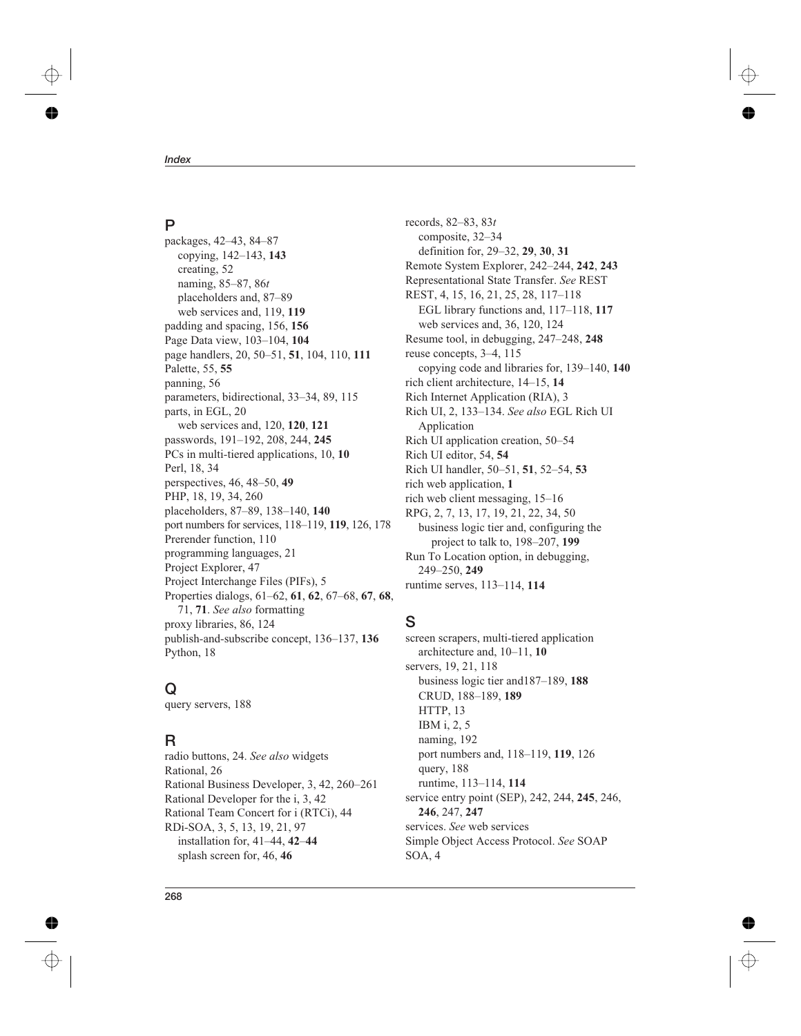## P

packages, 42–43, 84–87
  copying, 142–143, **143**
  creating, 52
  naming, 85–87, 86*t*
  placeholders and, 87–89
  web services and, 119, **119**
padding and spacing, 156, **156**
Page Data view, 103–104, **104**
page handlers, 20, 50–51, **51**, 104, 110, **111**
Palette, 55, **55**
panning, 56
parameters, bidirectional, 33–34, 89, 115
parts, in EGL, 20
  web services and, 120, **120**, **121**
passwords, 191–192, 208, 244, **245**
PCs in multi-tiered applications, 10, **10**
Perl, 18, 34
perspectives, 46, 48–50, **49**
PHP, 18, 19, 34, 260
placeholders, 87–89, 138–140, **140**
port numbers for services, 118–119, **119**, 126, 178
Prerender function, 110
programming languages, 21
Project Explorer, 47
Project Interchange Files (PIFs), 5
Properties dialogs, 61–62, **61**, **62**, 67–68, **67**, **68**, 71, **71**. *See also* formatting
proxy libraries, 86, 124
publish-and-subscribe concept, 136–137, **136**
Python, 18

## Q

query servers, 188

## R

radio buttons, 24. *See also* widgets
Rational, 26
Rational Business Developer, 3, 42, 260–261
Rational Developer for the i, 3, 42
Rational Team Concert for i (RTCi), 44
RDi-SOA, 3, 5, 13, 19, 21, 97
  installation for, 41–44, **42**–**44**
  splash screen for, 46, **46**
records, 82–83, 83*t*
  composite, 32–34
  definition for, 29–32, **29**, **30**, **31**
Remote System Explorer, 242–244, **242**, **243**
Representational State Transfer. *See* REST
REST, 4, 15, 16, 21, 25, 28, 117–118
  EGL library functions and, 117–118, **117**
  web services and, 36, 120, 124
Resume tool, in debugging, 247–248, **248**
reuse concepts, 3–4, 115
  copying code and libraries for, 139–140, **140**
rich client architecture, 14–15, **14**
Rich Internet Application (RIA), 3
Rich UI, 2, 133–134. *See also* EGL Rich UI Application
Rich UI application creation, 50–54
Rich UI editor, 54, **54**
Rich UI handler, 50–51, **51**, 52–54, **53**
rich web application, **1**
rich web client messaging, 15–16
RPG, 2, 7, 13, 17, 19, 21, 22, 34, 50
  business logic tier and, configuring the project to talk to, 198–207, **199**
Run To Location option, in debugging, 249–250, **249**
runtime serves, 113–114, **114**

## S

screen scrapers, multi-tiered application architecture and, 10–11, **10**
servers, 19, 21, 118
  business logic tier and187–189, **188**
  CRUD, 188–189, **189**
  HTTP, 13
  IBM i, 2, 5
  naming, 192
  port numbers and, 118–119, **119**, 126
  query, 188
  runtime, 113–114, **114**
service entry point (SEP), 242, 244, **245**, 246, **246**, 247, **247**
services. *See* web services
Simple Object Access Protocol. *See* SOAP
SOA, 4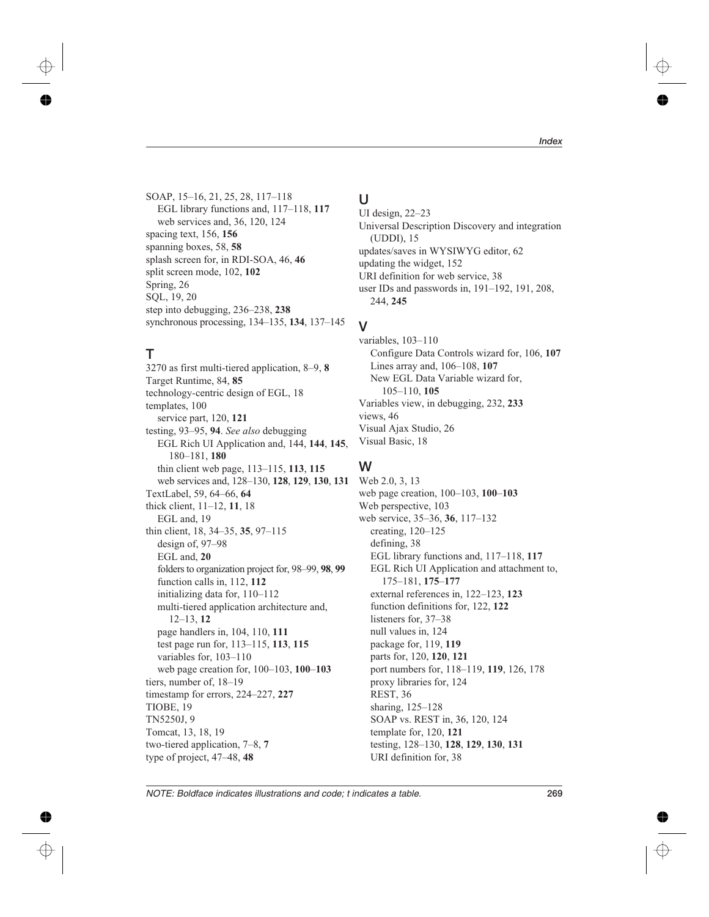SOAP, 15–16, 21, 25, 28, 117–118
  EGL library functions and, 117–118, **117**
  web services and, 36, 120, 124
spacing text, 156, **156**
spanning boxes, 58, **58**
splash screen for, in RDI-SOA, 46, **46**
split screen mode, 102, **102**
Spring, 26
SQL, 19, 20
step into debugging, 236–238, **238**
synchronous processing, 134–135, **134**, 137–145

## T

3270 as first multi-tiered application, 8–9, **8**
Target Runtime, 84, **85**
technology-centric design of EGL, 18
templates, 100
  service part, 120, **121**
testing, 93–95, **94**. *See also* debugging
  EGL Rich UI Application and, 144, **144**, **145**, 180–181, **180**
  thin client web page, 113–115, **113**, **115**
  web services and, 128–130, **128**, **129**, **130**, **131**
TextLabel, 59, 64–66, **64**
thick client, 11–12, **11**, 18
  EGL and, 19
thin client, 18, 34–35, **35**, 97–115
  design of, 97–98
  EGL and, **20**
  folders to organization project for, 98–99, **98**, **99**
  function calls in, 112, **112**
  initializing data for, 110–112
  multi-tiered application architecture and, 12–13, **12**
  page handlers in, 104, 110, **111**
  test page run for, 113–115, **113**, **115**
  variables for, 103–110
  web page creation for, 100–103, **100**–**103**
tiers, number of, 18–19
timestamp for errors, 224–227, **227**
TIOBE, 19
TN5250J, 9
Tomcat, 13, 18, 19
two-tiered application, 7–8, **7**
type of project, 47–48, **48**

## U

UI design, 22–23
Universal Description Discovery and integration (UDDI), 15
updates/saves in WYSIWYG editor, 62
updating the widget, 152
URI definition for web service, 38
user IDs and passwords in, 191–192, 191, 208, 244, **245**

## V

variables, 103–110
  Configure Data Controls wizard for, 106, **107**
  Lines array and, 106–108, **107**
  New EGL Data Variable wizard for, 105–110, **105**
Variables view, in debugging, 232, **233**
views, 46
Visual Ajax Studio, 26
Visual Basic, 18

## W

Web 2.0, 3, 13
web page creation, 100–103, **100**–**103**
Web perspective, 103
web service, 35–36, **36**, 117–132
  creating, 120–125
  defining, 38
  EGL library functions and, 117–118, **117**
  EGL Rich UI Application and attachment to, 175–181, **175**–**177**
  external references in, 122–123, **123**
  function definitions for, 122, **122**
  listeners for, 37–38
  null values in, 124
  package for, 119, **119**
  parts for, 120, **120**, **121**
  port numbers for, 118–119, **119**, 126, 178
  proxy libraries for, 124
  REST, 36
  sharing, 125–128
  SOAP vs. REST in, 36, 120, 124
  template for, 120, **121**
  testing, 128–130, **128**, **129**, **130**, **131**
  URI definition for, 38

NOTE: Boldface indicates illustrations and code; t indicates a table.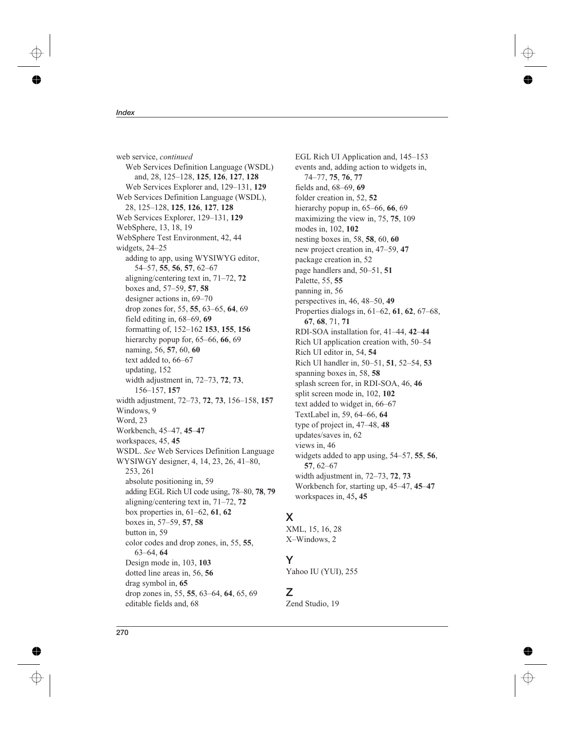web service, *continued*
  Web Services Definition Language (WSDL) and, 28, 125–128, **125**, **126**, **127**, **128**
  Web Services Explorer and, 129–131, **129**
Web Services Definition Language (WSDL), 28, 125–128, **125**, **126**, **127**, **128**
Web Services Explorer, 129–131, **129**
WebSphere, 13, 18, 19
WebSphere Test Environment, 42, 44
widgets, 24–25
  adding to app, using WYSIWYG editor, 54–57, **55**, **56**, **57**, 62–67
  aligning/centering text in, 71–72, **72**
  boxes and, 57–59, **57**, **58**
  designer actions in, 69–70
  drop zones for, 55, **55**, 63–65, **64**, 69
  field editing in, 68–69, **69**
  formatting of, 152–162 **153**, **155**, **156**
  hierarchy popup for, 65–66, **66**, 69
  naming, 56, **57**, 60, **60**
  text added to, 66–67
  updating, 152
  width adjustment in, 72–73, **72**, **73**, 156–157, **157**
width adjustment, 72–73, **72**, **73**, 156–158, **157**
Windows, 9
Word, 23
Workbench, 45–47, **45**–**47**
workspaces, 45, **45**
WSDL. *See* Web Services Definition Language
WYSIWGY designer, 4, 14, 23, 26, 41–80, 253, 261
  absolute positioning in, 59
  adding EGL Rich UI code using, 78–80, **78**, **79**
  aligning/centering text in, 71–72, **72**
  box properties in, 61–62, **61**, **62**
  boxes in, 57–59, **57**, **58**
  button in, 59
  color codes and drop zones, in, 55, **55**, 63–64, **64**
  Design mode in, 103, **103**
  dotted line areas in, 56, **56**
  drag symbol in, **65**
  drop zones in, 55, **55**, 63–64, **64**, 65, 69
  editable fields and, 68
  EGL Rich UI Application and, 145–153
  events and, adding action to widgets in, 74–77, **75**, **76**, **77**
  fields and, 68–69, **69**
  folder creation in, 52, **52**
  hierarchy popup in, 65–66, **66**, 69
  maximizing the view in, 75, **75**, 109
  modes in, 102, **102**
  nesting boxes in, 58, **58**, 60, **60**
  new project creation in, 47–59, **47**
  package creation in, 52
  page handlers and, 50–51, **51**
  Palette, 55, **55**
  panning in, 56
  perspectives in, 46, 48–50, **49**
  Properties dialogs in, 61–62, **61**, **62**, 67–68, **67**, **68**, 71, **71**
  RDI-SOA installation for, 41–44, **42**–**44**
  Rich UI application creation with, 50–54
  Rich UI editor in, 54, **54**
  Rich UI handler in, 50–51, **51**, 52–54, **53**
  spanning boxes in, 58, **58**
  splash screen for, in RDI-SOA, 46, **46**
  split screen mode in, 102, **102**
  text added to widget in, 66–67
  TextLabel in, 59, 64–66, **64**
  type of project in, 47–48, **48**
  updates/saves in, 62
  views in, 46
  widgets added to app using, 54–57, **55**, **56**, **57**, 62–67
  width adjustment in, 72–73, **72**, **73**
  Workbench for, starting up, 45–47, **45**–**47**
  workspaces in, 45**, 45**

## X

XML, 15, 16, 28
X–Windows, 2

## Y

Yahoo IU (YUI), 255

## Z

Zend Studio, 19